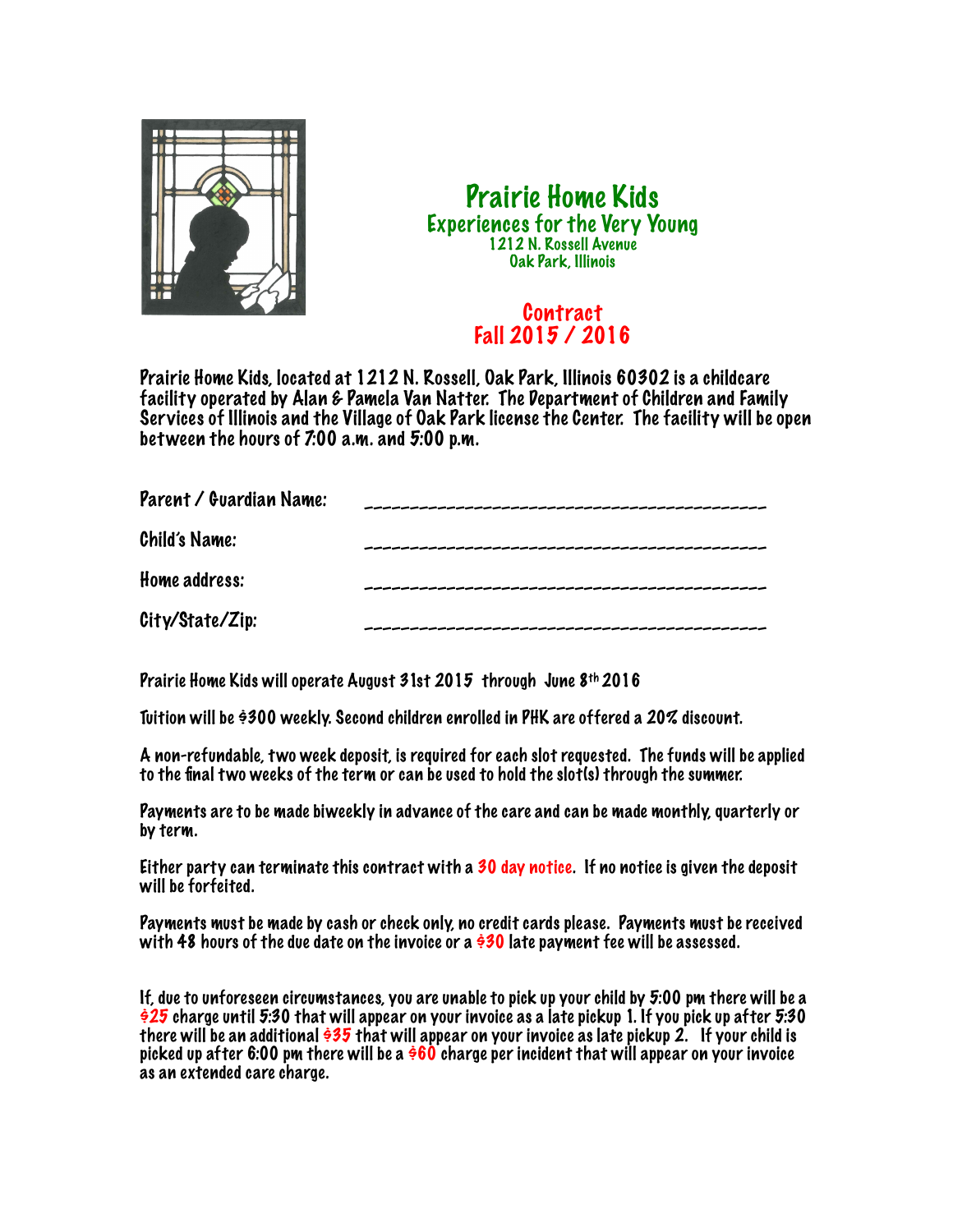# Prairie Home Kids

## Experiences for the Very Young

1212 N. Rossell Avenue
Oak Park, Illinois

## Contract
## Fall 2015 / 2016

Prairie Home Kids, located at 1212 N. Rossell, Oak Park, Illinois 60302 is a childcare facility operated by Alan & Pamela Van Natter. The Department of Children and Family Services of Illinois and the Village of Oak Park license the Center. The facility will be open between the hours of 7:00 a.m. and 5:00 p.m.

Parent / Guardian Name: ___________________________________________

Child's Name: ___________________________________________

Home address: ___________________________________________

City/State/Zip: ___________________________________________

Prairie Home Kids will operate August 31st 2015 through June 8th 2016

Tuition will be $300 weekly. Second children enrolled in PHK are offered a 20% discount.

A non-refundable, two week deposit, is required for each slot requested. The funds will be applied to the final two weeks of the term or can be used to hold the slot(s) through the summer.

Payments are to be made biweekly in advance of the care and can be made monthly, quarterly or by term.

Either party can terminate this contract with a **30 day notice**. If no notice is given the deposit will be forfeited.

Payments must be made by cash or check only, no credit cards please. Payments must be received with 48 hours of the due date on the invoice or a **$30** late payment fee will be assessed.

If, due to unforeseen circumstances, you are unable to pick up your child by 5:00 pm there will be a **$25** charge until 5:30 that will appear on your invoice as a late pickup 1. If you pick up after 5:30 there will be an additional **$35** that will appear on your invoice as late pickup 2. If your child is picked up after 6:00 pm there will be a **$60** charge per incident that will appear on your invoice as an extended care charge.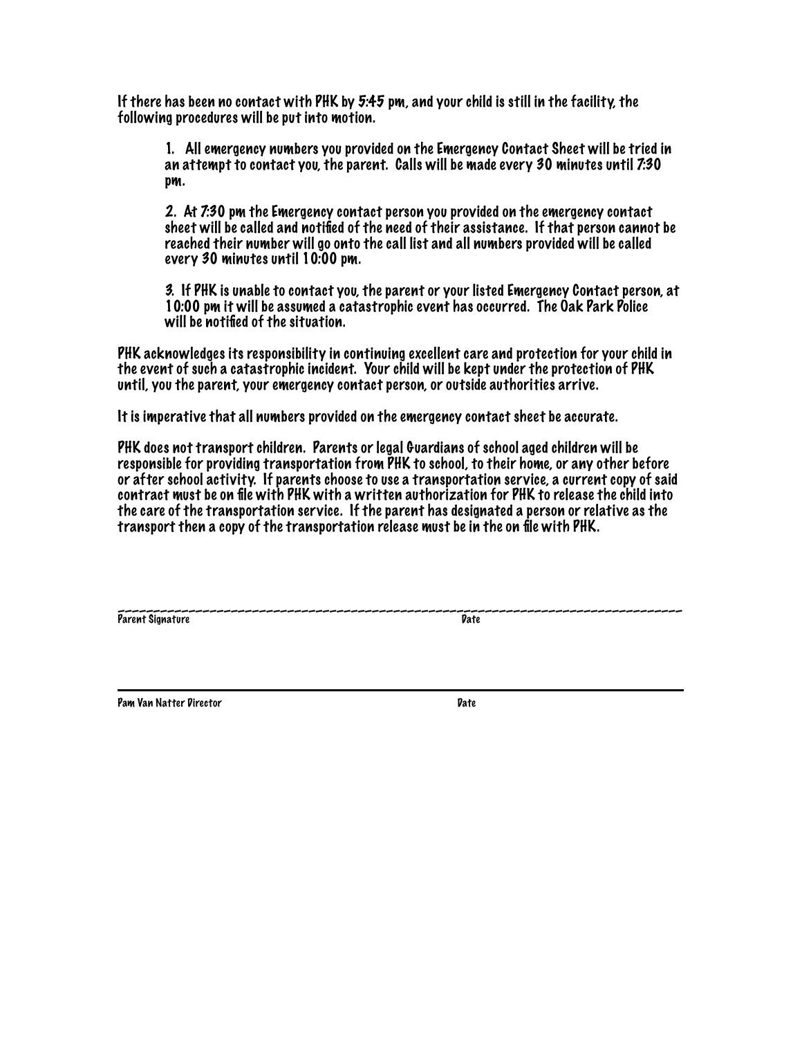If there has been no contact with PHK by 5:45 pm, and your child is still in the facility, the following procedures will be put into motion.

1. All emergency numbers you provided on the Emergency Contact Sheet will be tried in an attempt to contact you, the parent. Calls will be made every 30 minutes until 7:30 pm.

2. At 7:30 pm the Emergency contact person you provided on the emergency contact sheet will be called and notified of the need of their assistance. If that person cannot be reached their number will go onto the call list and all numbers provided will be called every 30 minutes until 10:00 pm.

3. If PHK is unable to contact you, the parent or your listed Emergency Contact person, at 10:00 pm it will be assumed a catastrophic event has occurred. The Oak Park Police will be notified of the situation.

PHK acknowledges its responsibility in continuing excellent care and protection for your child in the event of such a catastrophic incident. Your child will be kept under the protection of PHK until, you the parent, your emergency contact person, or outside authorities arrive.

It is imperative that all numbers provided on the emergency contact sheet be accurate.

PHK does not transport children. Parents or legal Guardians of school aged children will be responsible for providing transportation from PHK to school, to their home, or any other before or after school activity. If parents choose to use a transportation service, a current copy of said contract must be on file with PHK with a written authorization for PHK to release the child into the care of the transportation service. If the parent has designated a person or relative as the transport then a copy of the transportation release must be in the on file with PHK.

______________________________________________________________________________

Parent Signature                                                                                  Date

______________________________________________________________________________

Pam Van Natter Director                                                                        Date